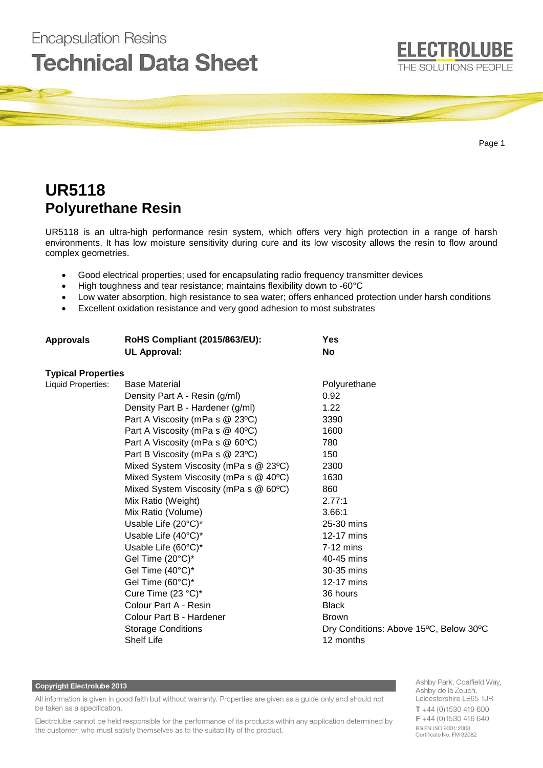# UR5118
## Polyurethane Resin

UR5118 is an ultra-high performance resin system, which offers very high protection in a range of harsh environments. It has low moisture sensitivity during cure and its low viscosity allows the resin to flow around complex geometries.

- Good electrical properties; used for encapsulating radio frequency transmitter devices
- High toughness and tear resistance; maintains flexibility down to -60°C
- Low water absorption, high resistance to sea water; offers enhanced protection under harsh conditions
- Excellent oxidation resistance and very good adhesion to most substrates

| **Approvals** | **RoHS Compliant (2015/863/EU):** | **Yes** |
|---|---|---|
| | **UL Approval:** | **No** |

**Typical Properties**

| Liquid Properties: | Base Material | Polyurethane |
|---|---|---|
| | Density Part A - Resin (g/ml) | 0.92 |
| | Density Part B - Hardener (g/ml) | 1.22 |
| | Part A Viscosity (mPa s @ 23ºC) | 3390 |
| | Part A Viscosity (mPa s @ 40ºC) | 1600 |
| | Part A Viscosity (mPa s @ 60ºC) | 780 |
| | Part B Viscosity (mPa s @ 23ºC) | 150 |
| | Mixed System Viscosity (mPa s @ 23ºC) | 2300 |
| | Mixed System Viscosity (mPa s @ 40ºC) | 1630 |
| | Mixed System Viscosity (mPa s @ 60ºC) | 860 |
| | Mix Ratio (Weight) | 2.77:1 |
| | Mix Ratio (Volume) | 3.66:1 |
| | Usable Life (20°C)* | 25-30 mins |
| | Usable Life (40°C)* | 12-17 mins |
| | Usable Life (60°C)* | 7-12 mins |
| | Gel Time (20°C)* | 40-45 mins |
| | Gel Time (40°C)* | 30-35 mins |
| | Gel Time (60°C)* | 12-17 mins |
| | Cure Time (23 °C)* | 36 hours |
| | Colour Part A - Resin | Black |
| | Colour Part B - Hardener | Brown |
| | Storage Conditions | Dry Conditions: Above 15ºC, Below 30ºC |
| | Shelf Life | 12 months |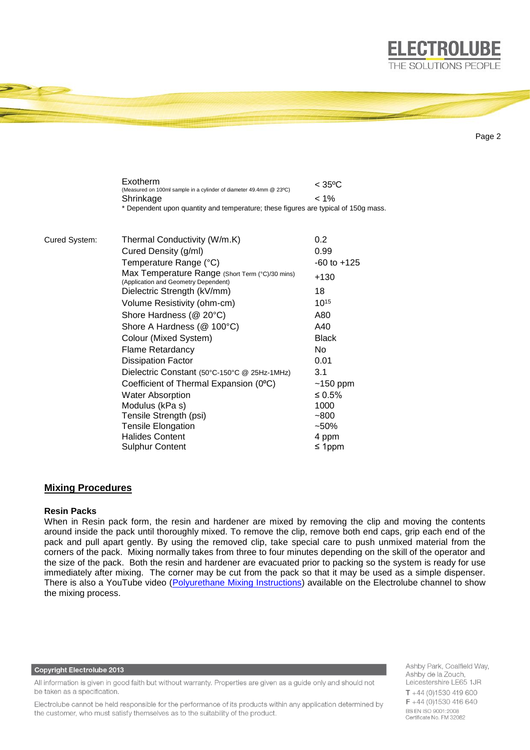| | Property | Value |
|---|---|---|
| | Exotherm (Measured on 100ml sample in a cylinder of diameter 49.4mm @ 23ºC) | < 35ºC |
| | Shrinkage | < 1% |

\* Dependent upon quantity and temperature; these figures are typical of 150g mass.

| Cured System: | Property | Value |
|---|---|---|
| | Thermal Conductivity (W/m.K) | 0.2 |
| | Cured Density (g/ml) | 0.99 |
| | Temperature Range (°C) | -60 to +125 |
| | Max Temperature Range (Short Term (°C)/30 mins) (Application and Geometry Dependent) | +130 |
| | Dielectric Strength (kV/mm) | 18 |
| | Volume Resistivity (ohm-cm) | $10^{15}$ |
| | Shore Hardness (@ 20°C) | A80 |
| | Shore A Hardness (@ 100°C) | A40 |
| | Colour (Mixed System) | Black |
| | Flame Retardancy | No |
| | Dissipation Factor | 0.01 |
| | Dielectric Constant (50°C-150°C @ 25Hz-1MHz) | 3.1 |
| | Coefficient of Thermal Expansion (0ºC) | ~150 ppm |
| | Water Absorption | ≤ 0.5% |
| | Modulus (kPa s) | 1000 |
| | Tensile Strength (psi) | ~800 |
| | Tensile Elongation | ~50% |
| | Halides Content | 4 ppm |
| | Sulphur Content | ≤ 1ppm |

## Mixing Procedures

### Resin Packs

When in Resin pack form, the resin and hardener are mixed by removing the clip and moving the contents around inside the pack until thoroughly mixed. To remove the clip, remove both end caps, grip each end of the pack and pull apart gently. By using the removed clip, take special care to push unmixed material from the corners of the pack. Mixing normally takes from three to four minutes depending on the skill of the operator and the size of the pack. Both the resin and hardener are evacuated prior to packing so the system is ready for use immediately after mixing. The corner may be cut from the pack so that it may be used as a simple dispenser. There is also a YouTube video (Polyurethane Mixing Instructions) available on the Electrolube channel to show the mixing process.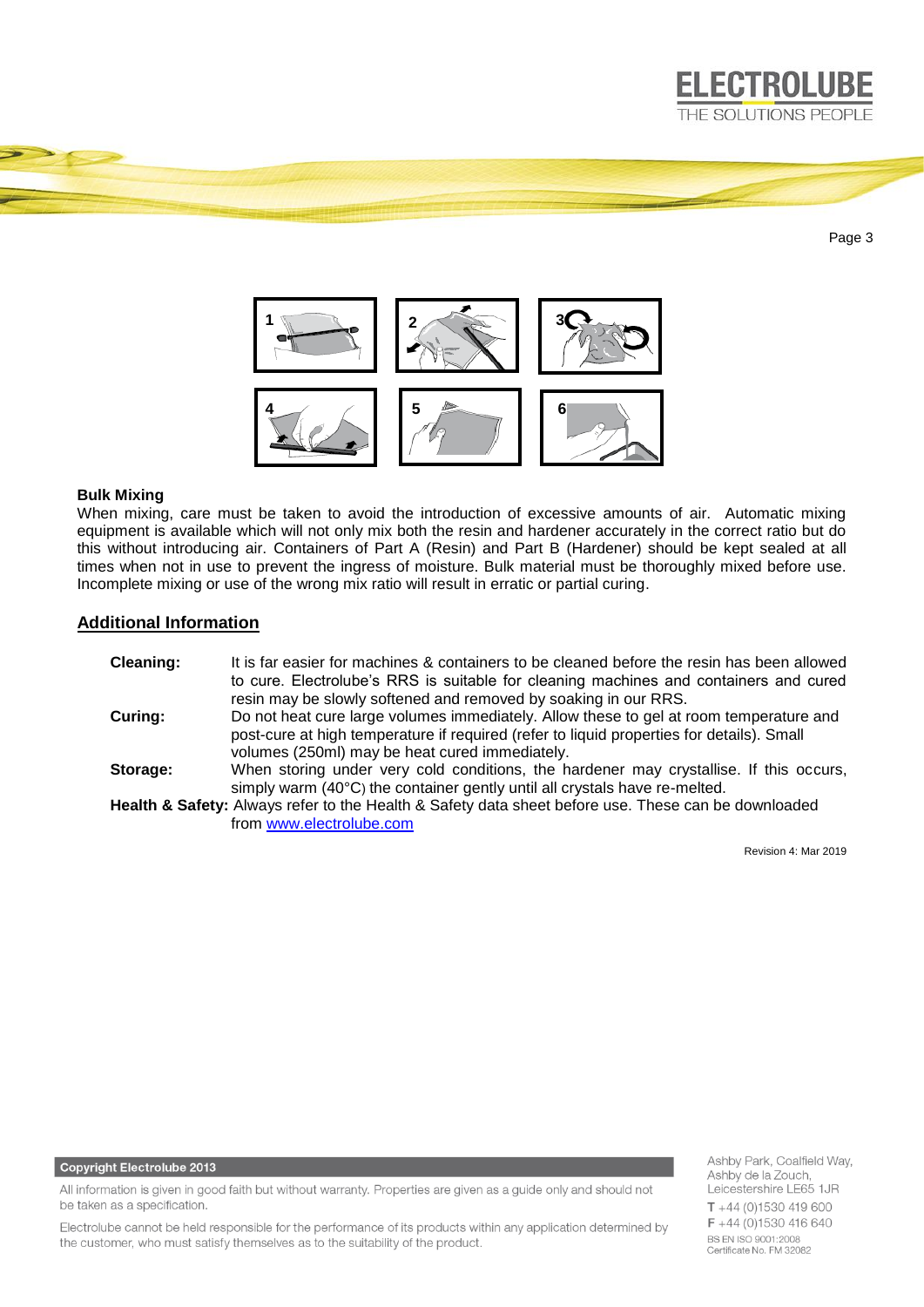1 2 3

4 5 6

**Bulk Mixing**

When mixing, care must be taken to avoid the introduction of excessive amounts of air. Automatic mixing equipment is available which will not only mix both the resin and hardener accurately in the correct ratio but do this without introducing air. Containers of Part A (Resin) and Part B (Hardener) should be kept sealed at all times when not in use to prevent the ingress of moisture. Bulk material must be thoroughly mixed before use. Incomplete mixing or use of the wrong mix ratio will result in erratic or partial curing.

## Additional Information

**Cleaning:** It is far easier for machines & containers to be cleaned before the resin has been allowed to cure. Electrolube's RRS is suitable for cleaning machines and containers and cured resin may be slowly softened and removed by soaking in our RRS.

**Curing:** Do not heat cure large volumes immediately. Allow these to gel at room temperature and post-cure at high temperature if required (refer to liquid properties for details). Small volumes (250ml) may be heat cured immediately.

**Storage:** When storing under very cold conditions, the hardener may crystallise. If this occurs, simply warm (40°C) the container gently until all crystals have re-melted.

**Health & Safety:** Always refer to the Health & Safety data sheet before use. These can be downloaded from www.electrolube.com

Revision 4: Mar 2019

**Copyright Electrolube 2013**

All information is given in good faith but without warranty. Properties are given as a guide only and should not be taken as a specification.

Electrolube cannot be held responsible for the performance of its products within any application determined by the customer, who must satisfy themselves as to the suitability of the product.

Ashby Park, Coalfield Way,
Ashby de la Zouch,
Leicestershire LE65 1JR
T +44 (0)1530 419 600
F +44 (0)1530 416 640
BS EN ISO 9001:2008
Certificate No. FM 32082